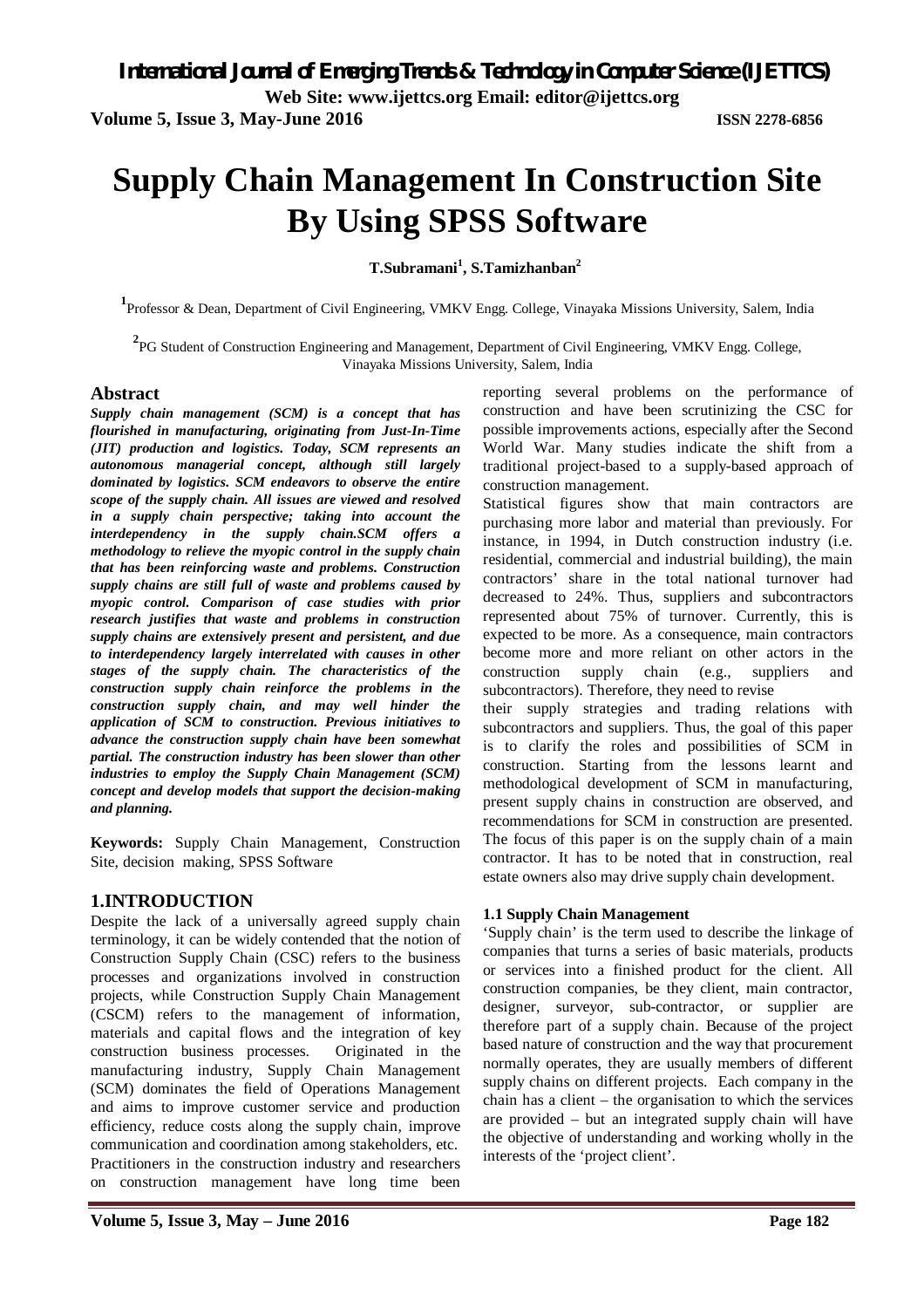# Supply Chain Management In Construction Site By Using SPSS Software

**T.Subramani[1], S.Tamizhanban[2]**

[1]Professor & Dean, Department of Civil Engineering, VMKV Engg. College, Vinayaka Missions University, Salem, India

[2]PG Student of Construction Engineering and Management, Department of Civil Engineering, VMKV Engg. College, Vinayaka Missions University, Salem, India

## Abstract

***Supply chain management (SCM) is a concept that has flourished in manufacturing, originating from Just-In-Time (JIT) production and logistics. Today, SCM represents an autonomous managerial concept, although still largely dominated by logistics. SCM endeavors to observe the entire scope of the supply chain. All issues are viewed and resolved in a supply chain perspective; taking into account the interdependency in the supply chain.SCM offers a methodology to relieve the myopic control in the supply chain that has been reinforcing waste and problems. Construction supply chains are still full of waste and problems caused by myopic control. Comparison of case studies with prior research justifies that waste and problems in construction supply chains are extensively present and persistent, and due to interdependency largely interrelated with causes in other stages of the supply chain. The characteristics of the construction supply chain reinforce the problems in the construction supply chain, and may well hinder the application of SCM to construction. Previous initiatives to advance the construction supply chain have been somewhat partial. The construction industry has been slower than other industries to employ the Supply Chain Management (SCM) concept and develop models that support the decision-making and planning.***

**Keywords:** Supply Chain Management, Construction Site, decision making, SPSS Software

## 1.INTRODUCTION

Despite the lack of a universally agreed supply chain terminology, it can be widely contended that the notion of Construction Supply Chain (CSC) refers to the business processes and organizations involved in construction projects, while Construction Supply Chain Management (CSCM) refers to the management of information, materials and capital flows and the integration of key construction business processes. Originated in the manufacturing industry, Supply Chain Management (SCM) dominates the field of Operations Management and aims to improve customer service and production efficiency, reduce costs along the supply chain, improve communication and coordination among stakeholders, etc. Practitioners in the construction industry and researchers on construction management have long time been reporting several problems on the performance of construction and have been scrutinizing the CSC for possible improvements actions, especially after the Second World War. Many studies indicate the shift from a traditional project-based to a supply-based approach of construction management.

Statistical figures show that main contractors are purchasing more labor and material than previously. For instance, in 1994, in Dutch construction industry (i.e. residential, commercial and industrial building), the main contractors' share in the total national turnover had decreased to 24%. Thus, suppliers and subcontractors represented about 75% of turnover. Currently, this is expected to be more. As a consequence, main contractors become more and more reliant on other actors in the construction supply chain (e.g., suppliers and subcontractors). Therefore, they need to revise their supply strategies and trading relations with subcontractors and suppliers. Thus, the goal of this paper is to clarify the roles and possibilities of SCM in construction. Starting from the lessons learnt and methodological development of SCM in manufacturing, present supply chains in construction are observed, and recommendations for SCM in construction are presented. The focus of this paper is on the supply chain of a main contractor. It has to be noted that in construction, real estate owners also may drive supply chain development.

### 1.1 Supply Chain Management

'Supply chain' is the term used to describe the linkage of companies that turns a series of basic materials, products or services into a finished product for the client. All construction companies, be they client, main contractor, designer, surveyor, sub-contractor, or supplier are therefore part of a supply chain. Because of the project based nature of construction and the way that procurement normally operates, they are usually members of different supply chains on different projects. Each company in the chain has a client – the organisation to which the services are provided – but an integrated supply chain will have the objective of understanding and working wholly in the interests of the 'project client'.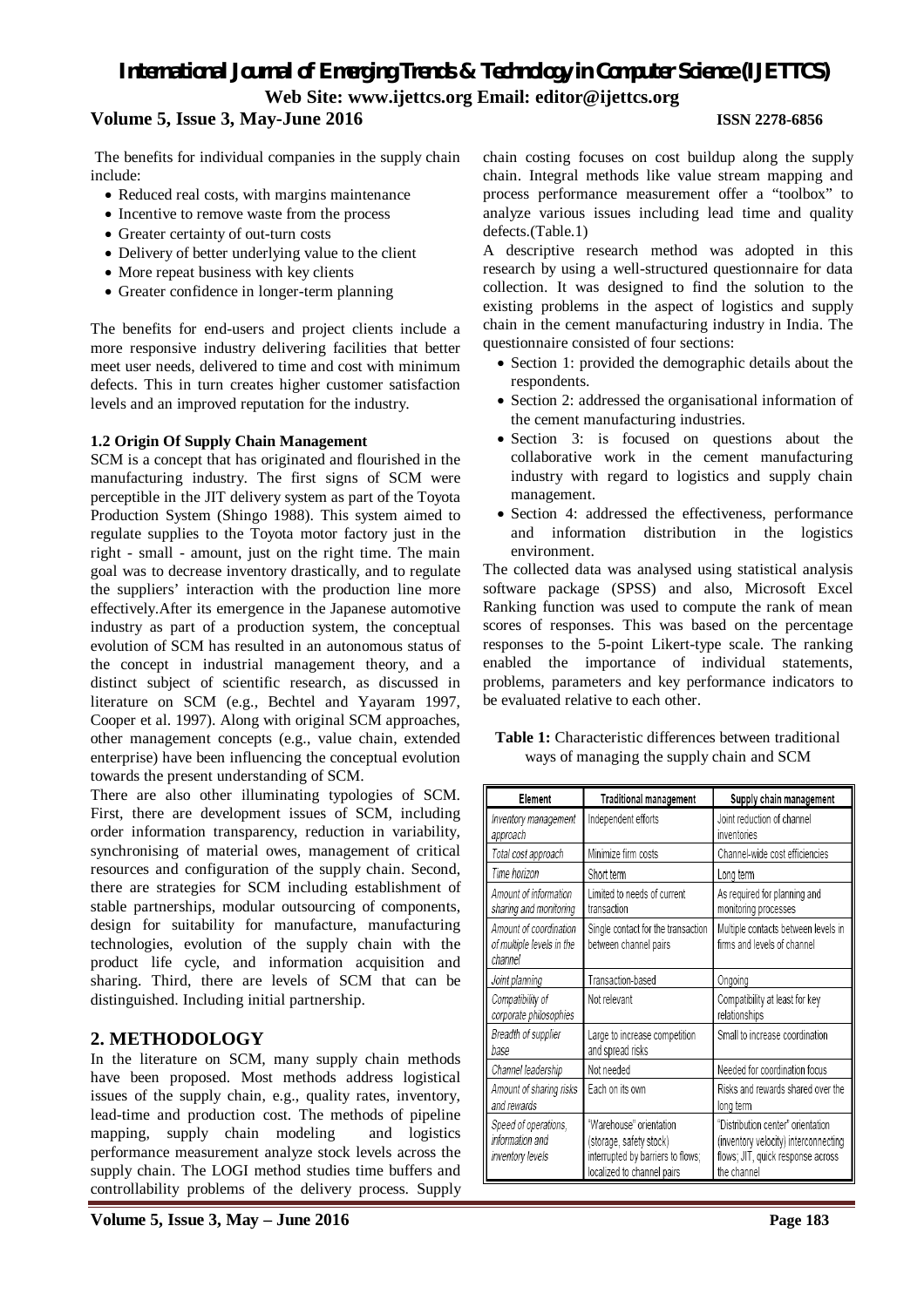The benefits for individual companies in the supply chain include:

- Reduced real costs, with margins maintenance
- Incentive to remove waste from the process
- Greater certainty of out-turn costs
- Delivery of better underlying value to the client
- More repeat business with key clients
- Greater confidence in longer-term planning

The benefits for end-users and project clients include a more responsive industry delivering facilities that better meet user needs, delivered to time and cost with minimum defects. This in turn creates higher customer satisfaction levels and an improved reputation for the industry.

### 1.2 Origin Of Supply Chain Management

SCM is a concept that has originated and flourished in the manufacturing industry. The first signs of SCM were perceptible in the JIT delivery system as part of the Toyota Production System (Shingo 1988). This system aimed to regulate supplies to the Toyota motor factory just in the right - small - amount, just on the right time. The main goal was to decrease inventory drastically, and to regulate the suppliers' interaction with the production line more effectively.After its emergence in the Japanese automotive industry as part of a production system, the conceptual evolution of SCM has resulted in an autonomous status of the concept in industrial management theory, and a distinct subject of scientific research, as discussed in literature on SCM (e.g., Bechtel and Yayaram 1997, Cooper et al. 1997). Along with original SCM approaches, other management concepts (e.g., value chain, extended enterprise) have been influencing the conceptual evolution towards the present understanding of SCM.

There are also other illuminating typologies of SCM. First, there are development issues of SCM, including order information transparency, reduction in variability, synchronising of material owes, management of critical resources and configuration of the supply chain. Second, there are strategies for SCM including establishment of stable partnerships, modular outsourcing of components, design for suitability for manufacture, manufacturing technologies, evolution of the supply chain with the product life cycle, and information acquisition and sharing. Third, there are levels of SCM that can be distinguished. Including initial partnership.

## 2. METHODOLOGY

In the literature on SCM, many supply chain methods have been proposed. Most methods address logistical issues of the supply chain, e.g., quality rates, inventory, lead-time and production cost. The methods of pipeline mapping, supply chain modeling and logistics performance measurement analyze stock levels across the supply chain. The LOGI method studies time buffers and controllability problems of the delivery process. Supply chain costing focuses on cost buildup along the supply chain. Integral methods like value stream mapping and process performance measurement offer a "toolbox" to analyze various issues including lead time and quality defects.(Table.1)

A descriptive research method was adopted in this research by using a well-structured questionnaire for data collection. It was designed to find the solution to the existing problems in the aspect of logistics and supply chain in the cement manufacturing industry in India. The questionnaire consisted of four sections:

- Section 1: provided the demographic details about the respondents.
- Section 2: addressed the organisational information of the cement manufacturing industries.
- Section 3: is focused on questions about the collaborative work in the cement manufacturing industry with regard to logistics and supply chain management.
- Section 4: addressed the effectiveness, performance and information distribution in the logistics environment.

The collected data was analysed using statistical analysis software package (SPSS) and also, Microsoft Excel Ranking function was used to compute the rank of mean scores of responses. This was based on the percentage responses to the 5-point Likert-type scale. The ranking enabled the importance of individual statements, problems, parameters and key performance indicators to be evaluated relative to each other.

**Table 1:** Characteristic differences between traditional ways of managing the supply chain and SCM

| Element | Traditional management | Supply chain management |
|---|---|---|
| *Inventory management approach* | Independent efforts | Joint reduction of channel inventories |
| *Total cost approach* | Minimize firm costs | Channel-wide cost efficiencies |
| *Time horizon* | Short term | Long term |
| *Amount of information sharing and monitoring* | Limited to needs of current transaction | As required for planning and monitoring processes |
| *Amount of coordination of multiple levels in the channel* | Single contact for the transaction between channel pairs | Multiple contacts between levels in firms and levels of channel |
| *Joint planning* | Transaction-based | Ongoing |
| *Compatibility of corporate philosophies* | Not relevant | Compatibility at least for key relationships |
| *Breadth of supplier base* | Large to increase competition and spread risks | Small to increase coordination |
| *Channel leadership* | Not needed | Needed for coordination focus |
| *Amount of sharing risks and rewards* | Each on its own | Risks and rewards shared over the long term |
| *Speed of operations, information and inventory levels* | "Warehouse" orientation (storage, safety stock) interrupted by barriers to flows; localized to channel pairs | "Distribution center" orientation (inventory velocity) interconnecting flows; JIT, quick response across the channel |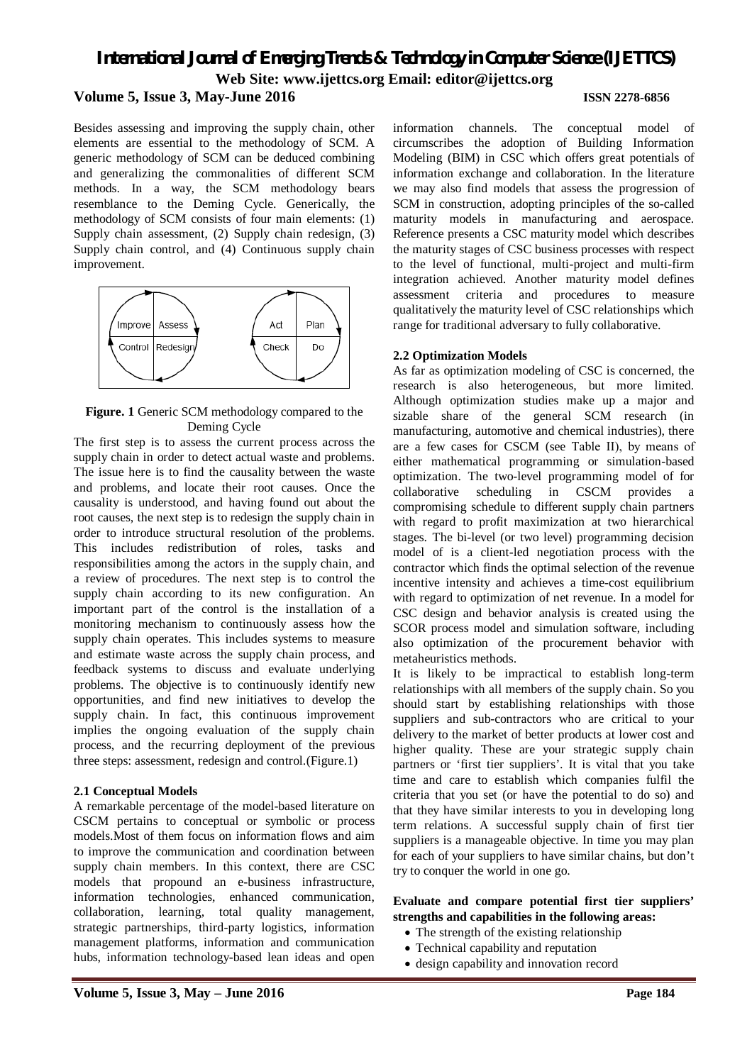Besides assessing and improving the supply chain, other elements are essential to the methodology of SCM. A generic methodology of SCM can be deduced combining and generalizing the commonalities of different SCM methods. In a way, the SCM methodology bears resemblance to the Deming Cycle. Generically, the methodology of SCM consists of four main elements: (1) Supply chain assessment, (2) Supply chain redesign, (3) Supply chain control, and (4) Continuous supply chain improvement.

**Figure. 1** Generic SCM methodology compared to the Deming Cycle

The first step is to assess the current process across the supply chain in order to detect actual waste and problems. The issue here is to find the causality between the waste and problems, and locate their root causes. Once the causality is understood, and having found out about the root causes, the next step is to redesign the supply chain in order to introduce structural resolution of the problems. This includes redistribution of roles, tasks and responsibilities among the actors in the supply chain, and a review of procedures. The next step is to control the supply chain according to its new configuration. An important part of the control is the installation of a monitoring mechanism to continuously assess how the supply chain operates. This includes systems to measure and estimate waste across the supply chain process, and feedback systems to discuss and evaluate underlying problems. The objective is to continuously identify new opportunities, and find new initiatives to develop the supply chain. In fact, this continuous improvement implies the ongoing evaluation of the supply chain process, and the recurring deployment of the previous three steps: assessment, redesign and control.(Figure.1)

### 2.1 Conceptual Models

A remarkable percentage of the model-based literature on CSCM pertains to conceptual or symbolic or process models.Most of them focus on information flows and aim to improve the communication and coordination between supply chain members. In this context, there are CSC models that propound an e-business infrastructure, information technologies, enhanced communication, collaboration, learning, total quality management, strategic partnerships, third-party logistics, information management platforms, information and communication hubs, information technology-based lean ideas and open information channels. The conceptual model of circumscribes the adoption of Building Information Modeling (BIM) in CSC which offers great potentials of information exchange and collaboration. In the literature we may also find models that assess the progression of SCM in construction, adopting principles of the so-called maturity models in manufacturing and aerospace. Reference presents a CSC maturity model which describes the maturity stages of CSC business processes with respect to the level of functional, multi-project and multi-firm integration achieved. Another maturity model defines assessment criteria and procedures to measure qualitatively the maturity level of CSC relationships which range for traditional adversary to fully collaborative.

### 2.2 Optimization Models

As far as optimization modeling of CSC is concerned, the research is also heterogeneous, but more limited. Although optimization studies make up a major and sizable share of the general SCM research (in manufacturing, automotive and chemical industries), there are a few cases for CSCM (see Table II), by means of either mathematical programming or simulation-based optimization. The two-level programming model of for collaborative scheduling in CSCM provides a compromising schedule to different supply chain partners with regard to profit maximization at two hierarchical stages. The bi-level (or two level) programming decision model of is a client-led negotiation process with the contractor which finds the optimal selection of the revenue incentive intensity and achieves a time-cost equilibrium with regard to optimization of net revenue. In a model for CSC design and behavior analysis is created using the SCOR process model and simulation software, including also optimization of the procurement behavior with metaheuristics methods.

It is likely to be impractical to establish long-term relationships with all members of the supply chain. So you should start by establishing relationships with those suppliers and sub-contractors who are critical to your delivery to the market of better products at lower cost and higher quality. These are your strategic supply chain partners or 'first tier suppliers'. It is vital that you take time and care to establish which companies fulfil the criteria that you set (or have the potential to do so) and that they have similar interests to you in developing long term relations. A successful supply chain of first tier suppliers is a manageable objective. In time you may plan for each of your suppliers to have similar chains, but don't try to conquer the world in one go.

**Evaluate and compare potential first tier suppliers' strengths and capabilities in the following areas:**

- The strength of the existing relationship
- Technical capability and reputation
- design capability and innovation record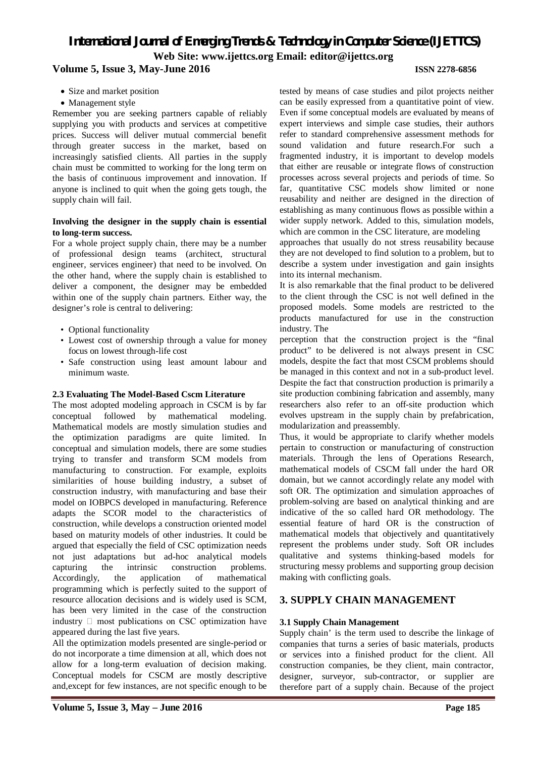- Size and market position
- Management style

Remember you are seeking partners capable of reliably supplying you with products and services at competitive prices. Success will deliver mutual commercial benefit through greater success in the market, based on increasingly satisfied clients. All parties in the supply chain must be committed to working for the long term on the basis of continuous improvement and innovation. If anyone is inclined to quit when the going gets tough, the supply chain will fail.

**Involving the designer in the supply chain is essential to long-term success.**

For a whole project supply chain, there may be a number of professional design teams (architect, structural engineer, services engineer) that need to be involved. On the other hand, where the supply chain is established to deliver a component, the designer may be embedded within one of the supply chain partners. Either way, the designer's role is central to delivering:

- Optional functionality
- Lowest cost of ownership through a value for money focus on lowest through-life cost
- Safe construction using least amount labour and minimum waste.

### 2.3 Evaluating The Model-Based Cscm Literature

The most adopted modeling approach in CSCM is by far conceptual followed by mathematical modeling. Mathematical models are mostly simulation studies and the optimization paradigms are quite limited. In conceptual and simulation models, there are some studies trying to transfer and transform SCM models from manufacturing to construction. For example, exploits similarities of house building industry, a subset of construction industry, with manufacturing and base their model on IOBPCS developed in manufacturing. Reference adapts the SCOR model to the characteristics of construction, while develops a construction oriented model based on maturity models of other industries. It could be argued that especially the field of CSC optimization needs not just adaptations but ad-hoc analytical models capturing the intrinsic construction problems. Accordingly, the application of mathematical programming which is perfectly suited to the support of resource allocation decisions and is widely used is SCM, has been very limited in the case of the construction industry  most publications on CSC optimization have appeared during the last five years.

All the optimization models presented are single-period or do not incorporate a time dimension at all, which does not allow for a long-term evaluation of decision making. Conceptual models for CSCM are mostly descriptive and,except for few instances, are not specific enough to be tested by means of case studies and pilot projects neither can be easily expressed from a quantitative point of view. Even if some conceptual models are evaluated by means of expert interviews and simple case studies, their authors refer to standard comprehensive assessment methods for sound validation and future research.For such a fragmented industry, it is important to develop models that either are reusable or integrate flows of construction processes across several projects and periods of time. So far, quantitative CSC models show limited or none reusability and neither are designed in the direction of establishing as many continuous flows as possible within a wider supply network. Added to this, simulation models, which are common in the CSC literature, are modeling approaches that usually do not stress reusability because they are not developed to find solution to a problem, but to describe a system under investigation and gain insights into its internal mechanism.

It is also remarkable that the final product to be delivered to the client through the CSC is not well defined in the proposed models. Some models are restricted to the products manufactured for use in the construction industry. The perception that the construction project is the "final product" to be delivered is not always present in CSC models, despite the fact that most CSCM problems should be managed in this context and not in a sub-product level. Despite the fact that construction production is primarily a site production combining fabrication and assembly, many researchers also refer to an off-site production which evolves upstream in the supply chain by prefabrication, modularization and preassembly.

Thus, it would be appropriate to clarify whether models pertain to construction or manufacturing of construction materials. Through the lens of Operations Research, mathematical models of CSCM fall under the hard OR domain, but we cannot accordingly relate any model with soft OR. The optimization and simulation approaches of problem-solving are based on analytical thinking and are indicative of the so called hard OR methodology. The essential feature of hard OR is the construction of mathematical models that objectively and quantitatively represent the problems under study. Soft OR includes qualitative and systems thinking-based models for structuring messy problems and supporting group decision making with conflicting goals.

## 3. SUPPLY CHAIN MANAGEMENT

### 3.1 Supply Chain Management

Supply chain' is the term used to describe the linkage of companies that turns a series of basic materials, products or services into a finished product for the client. All construction companies, be they client, main contractor, designer, surveyor, sub-contractor, or supplier are therefore part of a supply chain. Because of the project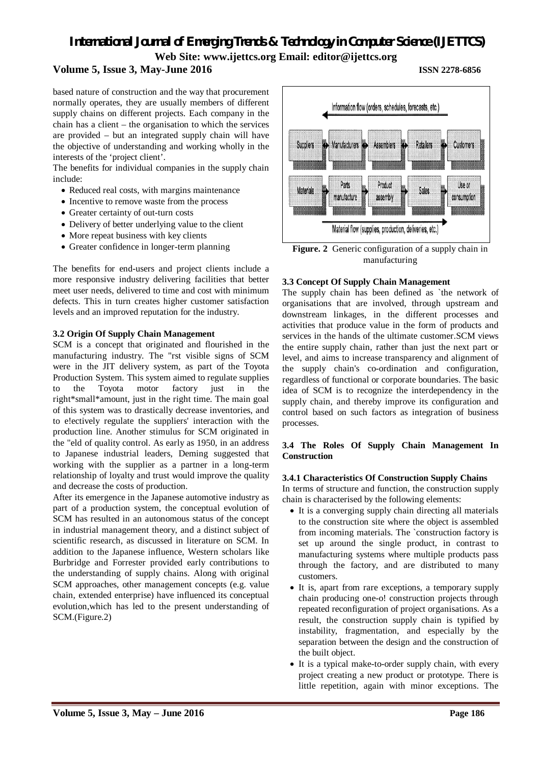based nature of construction and the way that procurement normally operates, they are usually members of different supply chains on different projects. Each company in the chain has a client – the organisation to which the services are provided – but an integrated supply chain will have the objective of understanding and working wholly in the interests of the 'project client'.

The benefits for individual companies in the supply chain include:

- Reduced real costs, with margins maintenance
- Incentive to remove waste from the process
- Greater certainty of out-turn costs
- Delivery of better underlying value to the client
- More repeat business with key clients
- Greater confidence in longer-term planning

The benefits for end-users and project clients include a more responsive industry delivering facilities that better meet user needs, delivered to time and cost with minimum defects. This in turn creates higher customer satisfaction levels and an improved reputation for the industry.

### 3.2 Origin Of Supply Chain Management

SCM is a concept that originated and flourished in the manufacturing industry. The "rst visible signs of SCM were in the JIT delivery system, as part of the Toyota Production System. This system aimed to regulate supplies to the Toyota motor factory just in the right*small*amount, just in the right time. The main goal of this system was to drastically decrease inventories, and to e!ectively regulate the suppliers' interaction with the production line. Another stimulus for SCM originated in the "eld of quality control. As early as 1950, in an address to Japanese industrial leaders, Deming suggested that working with the supplier as a partner in a long-term relationship of loyalty and trust would improve the quality and decrease the costs of production.

After its emergence in the Japanese automotive industry as part of a production system, the conceptual evolution of SCM has resulted in an autonomous status of the concept in industrial management theory, and a distinct subject of scientific research, as discussed in literature on SCM. In addition to the Japanese influence, Western scholars like Burbridge and Forrester provided early contributions to the understanding of supply chains. Along with original SCM approaches, other management concepts (e.g. value chain, extended enterprise) have influenced its conceptual evolution,which has led to the present understanding of SCM.(Figure.2)

Information flow (orders, schedules, forecasts, etc.)

Suppliers → Manufacturers → Assemblers → Retailers → Customers

Materials → Parts manufacture → Product assembly → Sales → Use or consumption

Material flow (supplies, production, deliveries, etc.)

**Figure. 2** Generic configuration of a supply chain in manufacturing

### 3.3 Concept Of Supply Chain Management

The supply chain has been defined as `the network of organisations that are involved, through upstream and downstream linkages, in the different processes and activities that produce value in the form of products and services in the hands of the ultimate customer.SCM views the entire supply chain, rather than just the next part or level, and aims to increase transparency and alignment of the supply chain's co-ordination and configuration, regardless of functional or corporate boundaries. The basic idea of SCM is to recognize the interdependency in the supply chain, and thereby improve its configuration and control based on such factors as integration of business processes.

### 3.4 The Roles Of Supply Chain Management In Construction

#### 3.4.1 Characteristics Of Construction Supply Chains

In terms of structure and function, the construction supply chain is characterised by the following elements:

- It is a converging supply chain directing all materials to the construction site where the object is assembled from incoming materials. The `construction factory is set up around the single product, in contrast to manufacturing systems where multiple products pass through the factory, and are distributed to many customers.
- It is, apart from rare exceptions, a temporary supply chain producing one-o! construction projects through repeated reconfiguration of project organisations. As a result, the construction supply chain is typified by instability, fragmentation, and especially by the separation between the design and the construction of the built object.
- It is a typical make-to-order supply chain, with every project creating a new product or prototype. There is little repetition, again with minor exceptions. The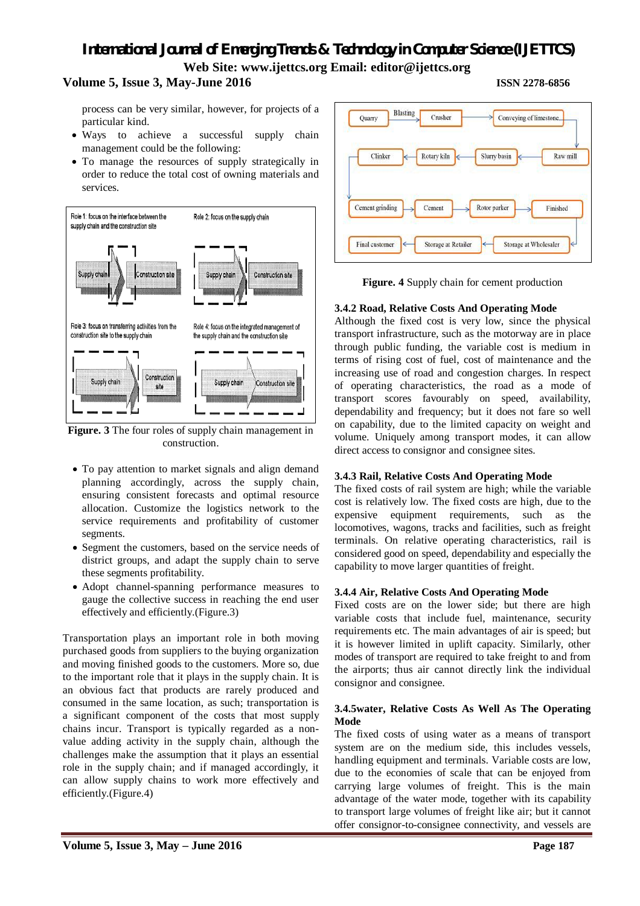process can be very similar, however, for projects of a particular kind.

- Ways to achieve a successful supply chain management could be the following:
- To manage the resources of supply strategically in order to reduce the total cost of owning materials and services.

**Figure. 3** The four roles of supply chain management in construction.

- To pay attention to market signals and align demand planning accordingly, across the supply chain, ensuring consistent forecasts and optimal resource allocation. Customize the logistics network to the service requirements and profitability of customer segments.
- Segment the customers, based on the service needs of district groups, and adapt the supply chain to serve these segments profitability.
- Adopt channel-spanning performance measures to gauge the collective success in reaching the end user effectively and efficiently.(Figure.3)

Transportation plays an important role in both moving purchased goods from suppliers to the buying organization and moving finished goods to the customers. More so, due to the important role that it plays in the supply chain. It is an obvious fact that products are rarely produced and consumed in the same location, as such; transportation is a significant component of the costs that most supply chains incur. Transport is typically regarded as a non-value adding activity in the supply chain, although the challenges make the assumption that it plays an essential role in the supply chain; and if managed accordingly, it can allow supply chains to work more effectively and efficiently.(Figure.4)

**Figure. 4** Supply chain for cement production

### 3.4.2 Road, Relative Costs And Operating Mode

Although the fixed cost is very low, since the physical transport infrastructure, such as the motorway are in place through public funding, the variable cost is medium in terms of rising cost of fuel, cost of maintenance and the increasing use of road and congestion charges. In respect of operating characteristics, the road as a mode of transport scores favourably on speed, availability, dependability and frequency; but it does not fare so well on capability, due to the limited capacity on weight and volume. Uniquely among transport modes, it can allow direct access to consignor and consignee sites.

### 3.4.3 Rail, Relative Costs And Operating Mode

The fixed costs of rail system are high; while the variable cost is relatively low. The fixed costs are high, due to the expensive equipment requirements, such as the locomotives, wagons, tracks and facilities, such as freight terminals. On relative operating characteristics, rail is considered good on speed, dependability and especially the capability to move larger quantities of freight.

### 3.4.4 Air, Relative Costs And Operating Mode

Fixed costs are on the lower side; but there are high variable costs that include fuel, maintenance, security requirements etc. The main advantages of air is speed; but it is however limited in uplift capacity. Similarly, other modes of transport are required to take freight to and from the airports; thus air cannot directly link the individual consignor and consignee.

### 3.4.5water, Relative Costs As Well As The Operating Mode

The fixed costs of using water as a means of transport system are on the medium side, this includes vessels, handling equipment and terminals. Variable costs are low, due to the economies of scale that can be enjoyed from carrying large volumes of freight. This is the main advantage of the water mode, together with its capability to transport large volumes of freight like air; but it cannot offer consignor-to-consignee connectivity, and vessels are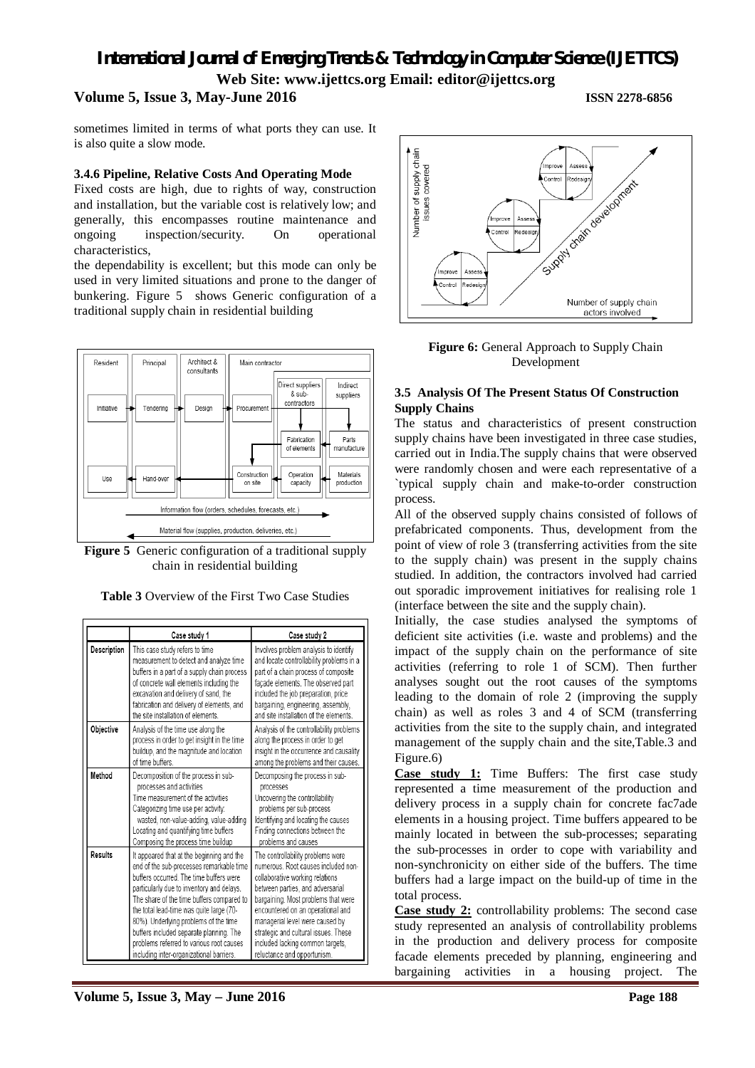sometimes limited in terms of what ports they can use. It is also quite a slow mode.

#### 3.4.6 Pipeline, Relative Costs And Operating Mode

Fixed costs are high, due to rights of way, construction and installation, but the variable cost is relatively low; and generally, this encompasses routine maintenance and ongoing inspection/security. On operational characteristics,

the dependability is excellent; but this mode can only be used in very limited situations and prone to the danger of bunkering. Figure 5 shows Generic configuration of a traditional supply chain in residential building

**Figure 5** Generic configuration of a traditional supply chain in residential building

**Table 3** Overview of the First Two Case Studies

| | Case study 1 | Case study 2 |
|---|---|---|
| **Description** | This case study refers to time measurement to detect and analyze time buffers in a part of a supply chain process of concrete wall elements including the excavation and delivery of sand, the fabrication and delivery of elements, and the site installation of elements. | Involves problem analysis to identify and locate controllability problems in a part of a chain process of composite façade elements. The observed part included the job preparation, price bargaining, engineering, assembly, and site installation of the elements. |
| **Objective** | Analysis of the time use along the process in order to get insight in the time buildup, and the magnitude and location of time buffers. | Analysis of the controllability problems along the process in order to get insight in the occurrence and causality among the problems and their causes. |
| **Method** | Decomposition of the process in sub-processes and activities<br>Time measurement of the activities<br>Categorizing time use per activity: wasted, non-value-adding, value-adding<br>Locating and quantifying time buffers<br>Composing the process time buildup | Decomposing the process in sub-processes<br>Uncovering the controllability problems per sub-process<br>Identifying and locating the causes<br>Finding connections between the problems and causes |
| **Results** | It appeared that at the beginning and the end of the sub-processes remarkable time buffers occurred. The time buffers were particularly due to inventory and delays. The share of the time buffers compared to the total lead-time was quite large (70-80%). Underlying problems of the time buffers included separate planning. The problems referred to various root causes including inter-organizational barriers. | The controllability problems were numerous. Root causes included non-collaborative working relations between parties, and adversarial bargaining. Most problems that were encountered on an operational and managerial level were caused by strategic and cultural issues. These included lacking common targets, reluctance and opportunism. |

**Figure 6:** General Approach to Supply Chain Development

### 3.5 Analysis Of The Present Status Of Construction Supply Chains

The status and characteristics of present construction supply chains have been investigated in three case studies, carried out in India.The supply chains that were observed were randomly chosen and were each representative of a `typical supply chain and make-to-order construction process.

All of the observed supply chains consisted of follows of prefabricated components. Thus, development from the point of view of role 3 (transferring activities from the site to the supply chain) was present in the supply chains studied. In addition, the contractors involved had carried out sporadic improvement initiatives for realising role 1 (interface between the site and the supply chain).

Initially, the case studies analysed the symptoms of deficient site activities (i.e. waste and problems) and the impact of the supply chain on the performance of site activities (referring to role 1 of SCM). Then further analyses sought out the root causes of the symptoms leading to the domain of role 2 (improving the supply chain) as well as roles 3 and 4 of SCM (transferring activities from the site to the supply chain, and integrated management of the supply chain and the site,Table.3 and Figure.6)

**Case study 1:** Time Buffers: The first case study represented a time measurement of the production and delivery process in a supply chain for concrete fac7ade elements in a housing project. Time buffers appeared to be mainly located in between the sub-processes; separating the sub-processes in order to cope with variability and non-synchronicity on either side of the buffers. The time buffers had a large impact on the build-up of time in the total process.

**Case study 2:** controllability problems: The second case study represented an analysis of controllability problems in the production and delivery process for composite facade elements preceded by planning, engineering and bargaining activities in a housing project. The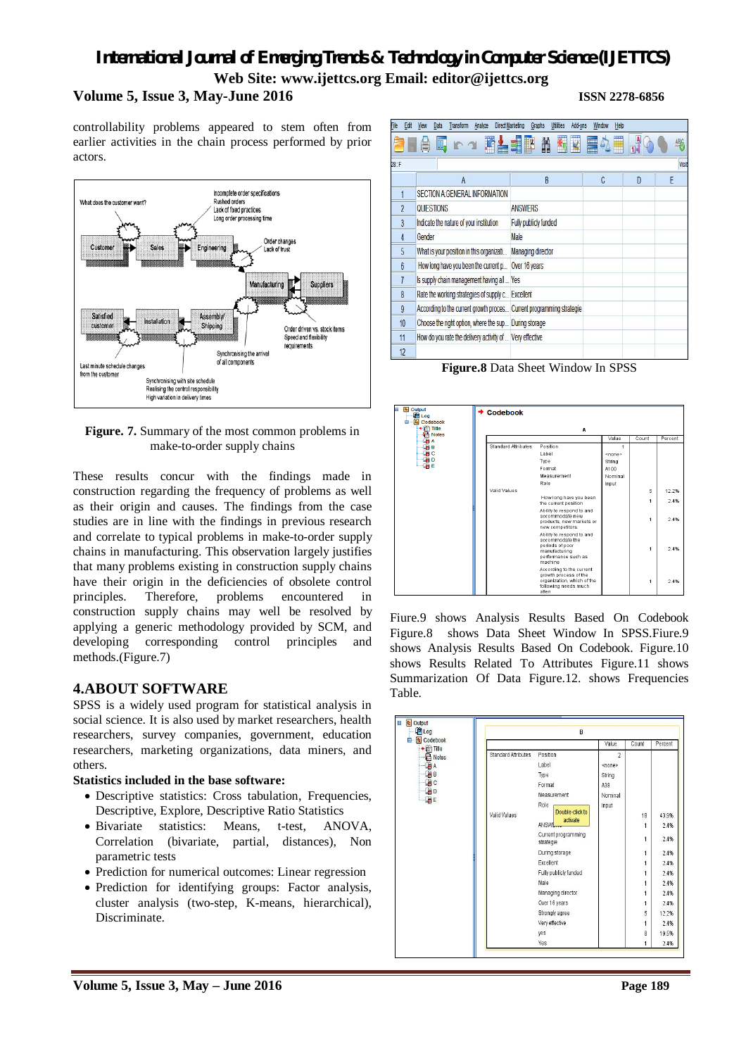controllability problems appeared to stem often from earlier activities in the chain process performed by prior actors.

**Figure. 7.** Summary of the most common problems in make-to-order supply chains

These results concur with the findings made in construction regarding the frequency of problems as well as their origin and causes. The findings from the case studies are in line with the findings in previous research and correlate to typical problems in make-to-order supply chains in manufacturing. This observation largely justifies that many problems existing in construction supply chains have their origin in the deficiencies of obsolete control principles. Therefore, problems encountered in construction supply chains may well be resolved by applying a generic methodology provided by SCM, and developing corresponding control principles and methods.(Figure.7)

## 4.ABOUT SOFTWARE

SPSS is a widely used program for statistical analysis in social science. It is also used by market researchers, health researchers, survey companies, government, education researchers, marketing organizations, data miners, and others.

**Statistics included in the base software:**

- Descriptive statistics: Cross tabulation, Frequencies, Descriptive, Explore, Descriptive Ratio Statistics
- Bivariate statistics: Means, t-test, ANOVA, Correlation (bivariate, partial, distances), Non parametric tests
- Prediction for numerical outcomes: Linear regression
- Prediction for identifying groups: Factor analysis, cluster analysis (two-step, K-means, hierarchical), Discriminate.

**Figure.8** Data Sheet Window In SPSS

Fiure.9 shows Analysis Results Based On Codebook Figure.8 shows Data Sheet Window In SPSS.Fiure.9 shows Analysis Results Based On Codebook. Figure.10 shows Results Related To Attributes Figure.11 shows Summarization Of Data Figure.12. shows Frequencies Table.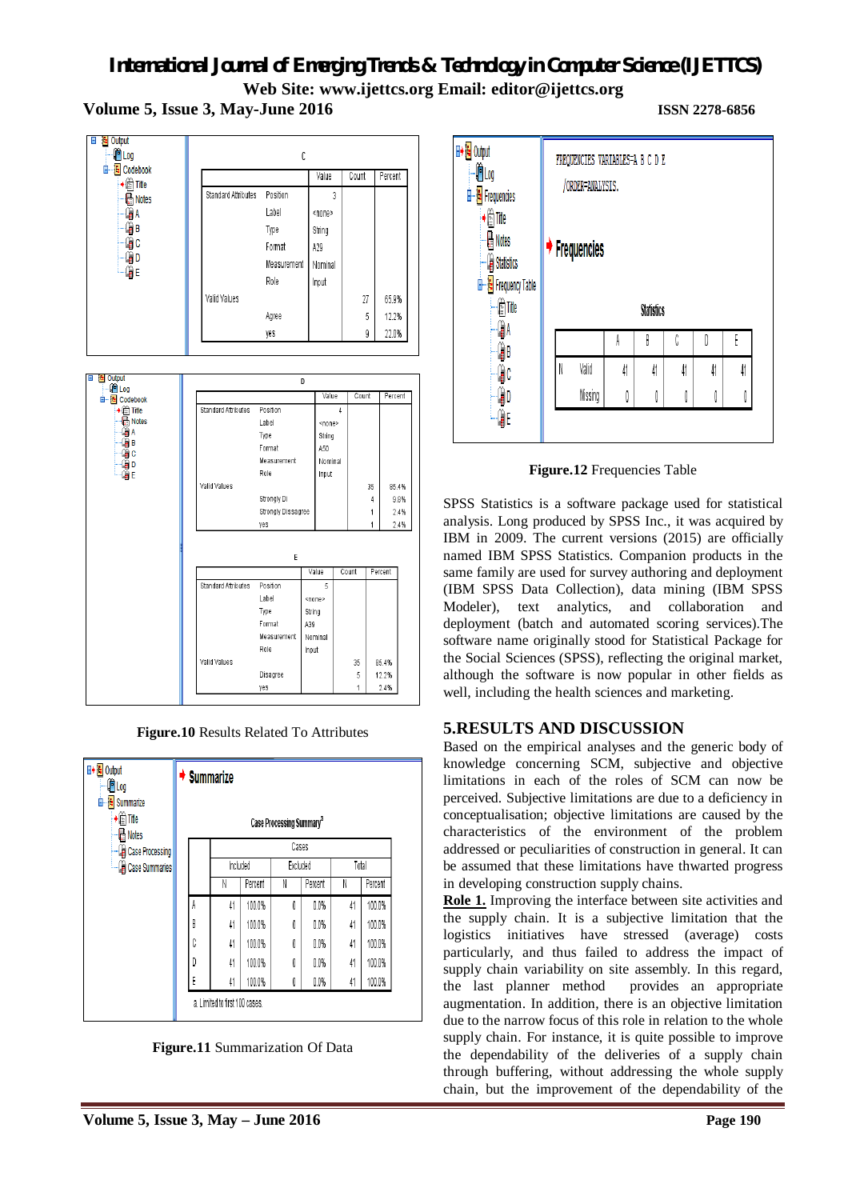| C | | Value | Count | Percent |
|---|---|---|---|---|
| Standard Attributes | Position | 3 | | |
| | Label | <none> | | |
| | Type | String | | |
| | Format | A29 | | |
| | Measurement | Nominal | | |
| | Role | Input | | |
| Valid Values | | | 27 | 65.9% |
| | Agree | | 5 | 12.2% |
| | yes | | 9 | 22.0% |

| D | | Value | Count | Percent |
|---|---|---|---|---|
| Standard Attributes | Position | 4 | | |
| | Label | <none> | | |
| | Type | String | | |
| | Format | A50 | | |
| | Measurement | Nominal | | |
| | Role | Input | | |
| Valid Values | | | 35 | 85.4% |
| | Strongly Di | | 4 | 9.8% |
| | Strongly Dissagree | | 1 | 2.4% |
| | yes | | 1 | 2.4% |

| E | | Value | Count | Percent |
|---|---|---|---|---|
| Standard Attributes | Position | 5 | | |
| | Label | <none> | | |
| | Type | String | | |
| | Format | A39 | | |
| | Measurement | Nominal | | |
| | Role | Input | | |
| Valid Values | | | 35 | 85.4% |
| | Disagree | | 5 | 12.2% |
| | yes | | 1 | 2.4% |

**Figure.10** Results Related To Attributes

**Summarize**

Case Processing Summary[a]

| | Cases | | | | | |
|---|---|---|---|---|---|---|
| | Included | | Excluded | | Total | |
| | N | Percent | N | Percent | N | Percent |
| A | 41 | 100.0% | 0 | 0.0% | 41 | 100.0% |
| B | 41 | 100.0% | 0 | 0.0% | 41 | 100.0% |
| C | 41 | 100.0% | 0 | 0.0% | 41 | 100.0% |
| D | 41 | 100.0% | 0 | 0.0% | 41 | 100.0% |
| E | 41 | 100.0% | 0 | 0.0% | 41 | 100.0% |

a. Limited to first 100 cases.

**Figure.11** Summarization Of Data

```
FREQUENCIES VARIABLES=A B C D E
  /ORDER=ANALYSIS.
```

**Frequencies**

Statistics

| | | A | B | C | D | E |
|---|---|---|---|---|---|---|
| N | Valid | 41 | 41 | 41 | 41 | 41 |
| | Missing | 0 | 0 | 0 | 0 | 0 |

**Figure.12** Frequencies Table

SPSS Statistics is a software package used for statistical analysis. Long produced by SPSS Inc., it was acquired by IBM in 2009. The current versions (2015) are officially named IBM SPSS Statistics. Companion products in the same family are used for survey authoring and deployment (IBM SPSS Data Collection), data mining (IBM SPSS Modeler), text analytics, and collaboration and deployment (batch and automated scoring services).The software name originally stood for Statistical Package for the Social Sciences (SPSS), reflecting the original market, although the software is now popular in other fields as well, including the health sciences and marketing.

## 5.RESULTS AND DISCUSSION

Based on the empirical analyses and the generic body of knowledge concerning SCM, subjective and objective limitations in each of the roles of SCM can now be perceived. Subjective limitations are due to a deficiency in conceptualisation; objective limitations are caused by the characteristics of the environment of the problem addressed or peculiarities of construction in general. It can be assumed that these limitations have thwarted progress in developing construction supply chains.

**Role 1.** Improving the interface between site activities and the supply chain. It is a subjective limitation that the logistics initiatives have stressed (average) costs particularly, and thus failed to address the impact of supply chain variability on site assembly. In this regard, the last planner method provides an appropriate augmentation. In addition, there is an objective limitation due to the narrow focus of this role in relation to the whole supply chain. For instance, it is quite possible to improve the dependability of the deliveries of a supply chain through buffering, without addressing the whole supply chain, but the improvement of the dependability of the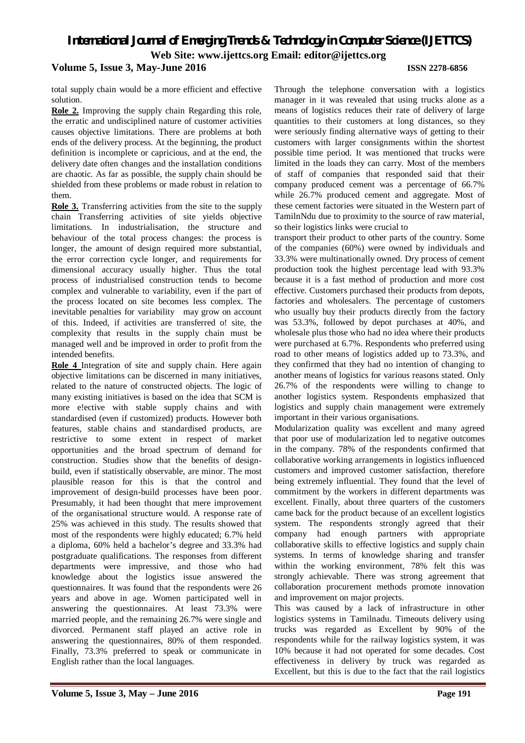total supply chain would be a more efficient and effective solution.

**Role 2.** Improving the supply chain Regarding this role, the erratic and undisciplined nature of customer activities causes objective limitations. There are problems at both ends of the delivery process. At the beginning, the product definition is incomplete or capricious, and at the end, the delivery date often changes and the installation conditions are chaotic. As far as possible, the supply chain should be shielded from these problems or made robust in relation to them.

**Role 3.** Transferring activities from the site to the supply chain Transferring activities of site yields objective limitations. In industrialisation, the structure and behaviour of the total process changes: the process is longer, the amount of design required more substantial, the error correction cycle longer, and requirements for dimensional accuracy usually higher. Thus the total process of industrialised construction tends to become complex and vulnerable to variability, even if the part of the process located on site becomes less complex. The inevitable penalties for variability may grow on account of this. Indeed, if activities are transferred o! site, the complexity that results in the supply chain must be managed well and be improved in order to profit from the intended benefits.

**Role 4** Integration of site and supply chain. Here again objective limitations can be discerned in many initiatives, related to the nature of constructed objects. The logic of many existing initiatives is based on the idea that SCM is more e!ective with stable supply chains and with standardised (even if customized) products. However both features, stable chains and standardised products, are restrictive to some extent in respect of market opportunities and the broad spectrum of demand for construction. Studies show that the benefits of design-build, even if statistically observable, are minor. The most plausible reason for this is that the control and improvement of design-build processes have been poor. Presumably, it had been thought that mere improvement of the organisational structure would. A response rate of 25% was achieved in this study. The results showed that most of the respondents were highly educated; 6.7% held a diploma, 60% held a bachelor's degree and 33.3% had postgraduate qualifications. The responses from different departments were impressive, and those who had knowledge about the logistics issue answered the questionnaires. It was found that the respondents were 26 years and above in age. Women participated well in answering the questionnaires. At least 73.3% were married people, and the remaining 26.7% were single and divorced. Permanent staff played an active role in answering the questionnaires, 80% of them responded. Finally, 73.3% preferred to speak or communicate in English rather than the local languages.

Through the telephone conversation with a logistics manager in it was revealed that using trucks alone as a means of logistics reduces their rate of delivery of large quantities to their customers at long distances, so they were seriously finding alternative ways of getting to their customers with larger consignments within the shortest possible time period. It was mentioned that trucks were limited in the loads they can carry. Most of the members of staff of companies that responded said that their company produced cement was a percentage of 66.7% while 26.7% produced cement and aggregate. Most of these cement factories were situated in the Western part of TamilnNdu due to proximity to the source of raw material, so their logistics links were crucial to transport their product to other parts of the country. Some of the companies (60%) were owned by individuals and 33.3% were multinationally owned. Dry process of cement production took the highest percentage lead with 93.3% because it is a fast method of production and more cost effective. Customers purchased their products from depots, factories and wholesalers. The percentage of customers who usually buy their products directly from the factory was 53.3%, followed by depot purchases at 40%, and wholesale plus those who had no idea where their products were purchased at 6.7%. Respondents who preferred using road to other means of logistics added up to 73.3%, and they confirmed that they had no intention of changing to another means of logistics for various reasons stated. Only 26.7% of the respondents were willing to change to another logistics system. Respondents emphasized that logistics and supply chain management were extremely important in their various organisations.

Modularization quality was excellent and many agreed that poor use of modularization led to negative outcomes in the company. 78% of the respondents confirmed that collaborative working arrangements in logistics influenced customers and improved customer satisfaction, therefore being extremely influential. They found that the level of commitment by the workers in different departments was excellent. Finally, about three quarters of the customers came back for the product because of an excellent logistics system. The respondents strongly agreed that their company had enough partners with appropriate collaborative skills to effective logistics and supply chain systems. In terms of knowledge sharing and transfer within the working environment, 78% felt this was strongly achievable. There was strong agreement that collaboration procurement methods promote innovation and improvement on major projects.

This was caused by a lack of infrastructure in other logistics systems in Tamilnadu. Timeouts delivery using trucks was regarded as Excellent by 90% of the respondents while for the railway logistics system, it was 10% because it had not operated for some decades. Cost effectiveness in delivery by truck was regarded as Excellent, but this is due to the fact that the rail logistics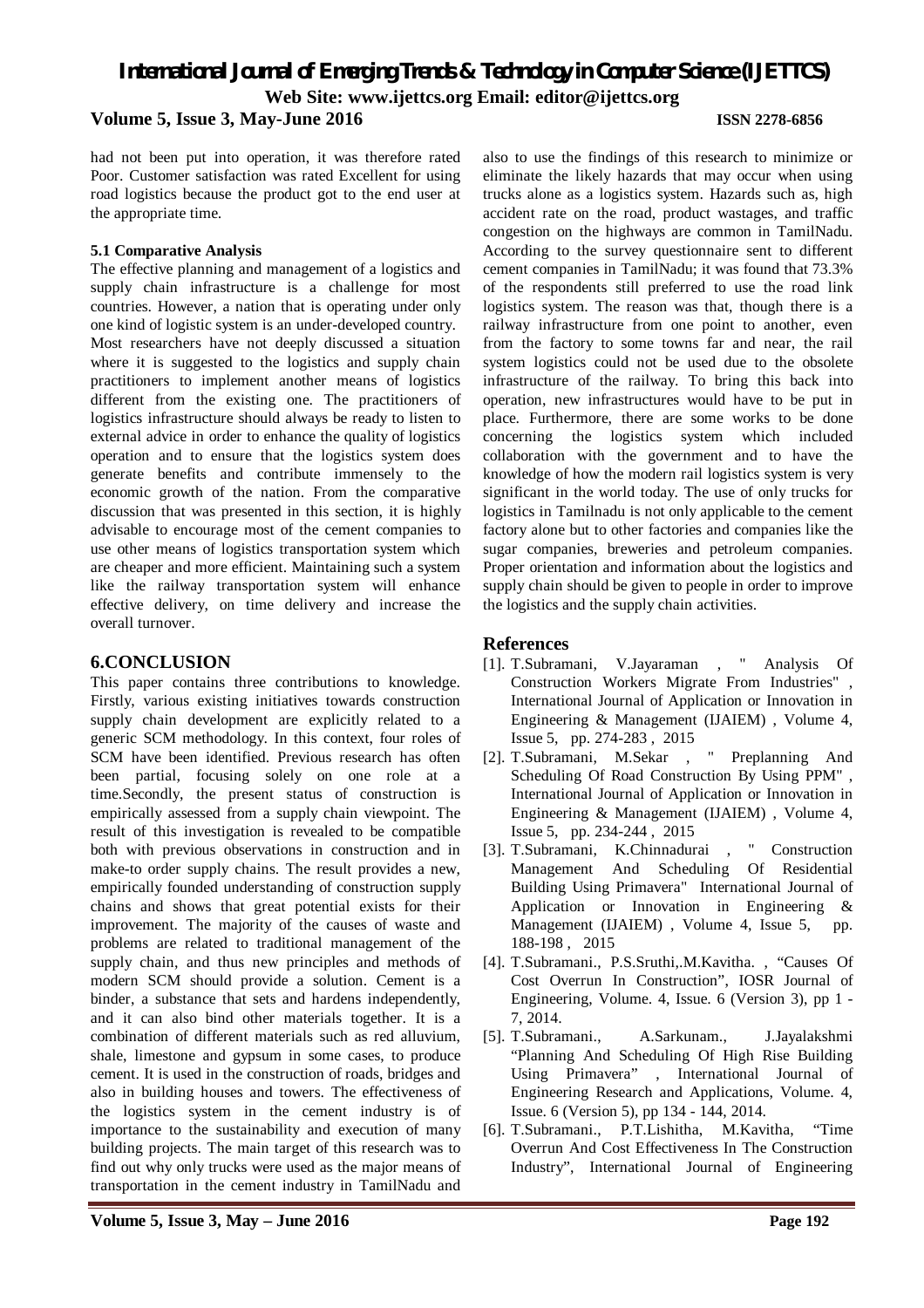had not been put into operation, it was therefore rated Poor. Customer satisfaction was rated Excellent for using road logistics because the product got to the end user at the appropriate time.

**5.1 Comparative Analysis**

The effective planning and management of a logistics and supply chain infrastructure is a challenge for most countries. However, a nation that is operating under only one kind of logistic system is an under-developed country. Most researchers have not deeply discussed a situation where it is suggested to the logistics and supply chain practitioners to implement another means of logistics different from the existing one. The practitioners of logistics infrastructure should always be ready to listen to external advice in order to enhance the quality of logistics operation and to ensure that the logistics system does generate benefits and contribute immensely to the economic growth of the nation. From the comparative discussion that was presented in this section, it is highly advisable to encourage most of the cement companies to use other means of logistics transportation system which are cheaper and more efficient. Maintaining such a system like the railway transportation system will enhance effective delivery, on time delivery and increase the overall turnover.

## 6.CONCLUSION

This paper contains three contributions to knowledge. Firstly, various existing initiatives towards construction supply chain development are explicitly related to a generic SCM methodology. In this context, four roles of SCM have been identified. Previous research has often been partial, focusing solely on one role at a time.Secondly, the present status of construction is empirically assessed from a supply chain viewpoint. The result of this investigation is revealed to be compatible both with previous observations in construction and in make-to order supply chains. The result provides a new, empirically founded understanding of construction supply chains and shows that great potential exists for their improvement. The majority of the causes of waste and problems are related to traditional management of the supply chain, and thus new principles and methods of modern SCM should provide a solution. Cement is a binder, a substance that sets and hardens independently, and it can also bind other materials together. It is a combination of different materials such as red alluvium, shale, limestone and gypsum in some cases, to produce cement. It is used in the construction of roads, bridges and also in building houses and towers. The effectiveness of the logistics system in the cement industry is of importance to the sustainability and execution of many building projects. The main target of this research was to find out why only trucks were used as the major means of transportation in the cement industry in TamilNadu and also to use the findings of this research to minimize or eliminate the likely hazards that may occur when using trucks alone as a logistics system. Hazards such as, high accident rate on the road, product wastages, and traffic congestion on the highways are common in TamilNadu. According to the survey questionnaire sent to different cement companies in TamilNadu; it was found that 73.3% of the respondents still preferred to use the road link logistics system. The reason was that, though there is a railway infrastructure from one point to another, even from the factory to some towns far and near, the rail system logistics could not be used due to the obsolete infrastructure of the railway. To bring this back into operation, new infrastructures would have to be put in place. Furthermore, there are some works to be done concerning the logistics system which included collaboration with the government and to have the knowledge of how the modern rail logistics system is very significant in the world today. The use of only trucks for logistics in Tamilnadu is not only applicable to the cement factory alone but to other factories and companies like the sugar companies, breweries and petroleum companies. Proper orientation and information about the logistics and supply chain should be given to people in order to improve the logistics and the supply chain activities.

## References

[1]. T.Subramani, V.Jayaraman , " Analysis Of Construction Workers Migrate From Industries" , International Journal of Application or Innovation in Engineering & Management (IJAIEM) , Volume 4, Issue 5, pp. 274-283 , 2015

[2]. T.Subramani, M.Sekar , " Preplanning And Scheduling Of Road Construction By Using PPM" , International Journal of Application or Innovation in Engineering & Management (IJAIEM) , Volume 4, Issue 5, pp. 234-244 , 2015

[3]. T.Subramani, K.Chinnadurai , " Construction Management And Scheduling Of Residential Building Using Primavera" International Journal of Application or Innovation in Engineering & Management (IJAIEM) , Volume 4, Issue 5, pp. 188-198 , 2015

[4]. T.Subramani., P.S.Sruthi,.M.Kavitha. , "Causes Of Cost Overrun In Construction", IOSR Journal of Engineering, Volume. 4, Issue. 6 (Version 3), pp 1 - 7, 2014.

[5]. T.Subramani., A.Sarkunam., J.Jayalakshmi "Planning And Scheduling Of High Rise Building Using Primavera" , International Journal of Engineering Research and Applications, Volume. 4, Issue. 6 (Version 5), pp 134 - 144, 2014.

[6]. T.Subramani., P.T.Lishitha, M.Kavitha, "Time Overrun And Cost Effectiveness In The Construction Industry", International Journal of Engineering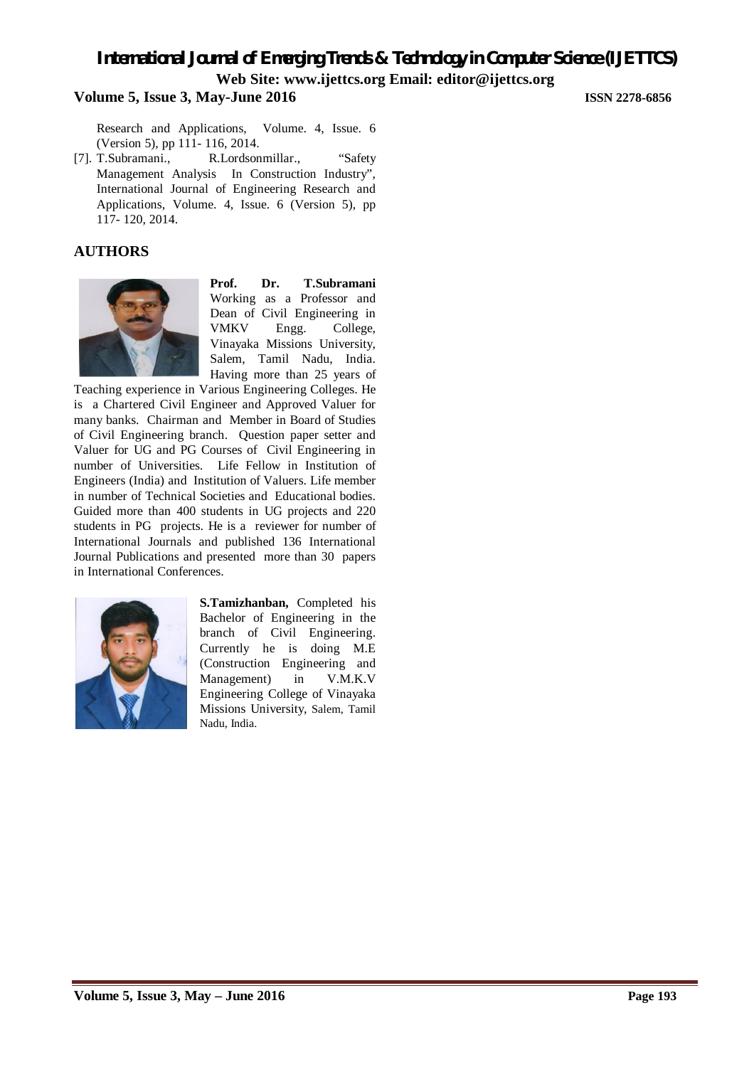Research and Applications, Volume. 4, Issue. 6 (Version 5), pp 111- 116, 2014.

[7]. T.Subramani., R.Lordsonmillar., "Safety Management Analysis In Construction Industry", International Journal of Engineering Research and Applications, Volume. 4, Issue. 6 (Version 5), pp 117- 120, 2014.

## AUTHORS

**Prof. Dr. T.Subramani** Working as a Professor and Dean of Civil Engineering in VMKV Engg. College, Vinayaka Missions University, Salem, Tamil Nadu, India. Having more than 25 years of Teaching experience in Various Engineering Colleges. He is a Chartered Civil Engineer and Approved Valuer for many banks. Chairman and Member in Board of Studies of Civil Engineering branch. Question paper setter and Valuer for UG and PG Courses of Civil Engineering in number of Universities. Life Fellow in Institution of Engineers (India) and Institution of Valuers. Life member in number of Technical Societies and Educational bodies. Guided more than 400 students in UG projects and 220 students in PG projects. He is a reviewer for number of International Journals and published 136 International Journal Publications and presented more than 30 papers in International Conferences.

**S.Tamizhanban,** Completed his Bachelor of Engineering in the branch of Civil Engineering. Currently he is doing M.E (Construction Engineering and Management) in V.M.K.V Engineering College of Vinayaka Missions University, Salem, Tamil Nadu, India.